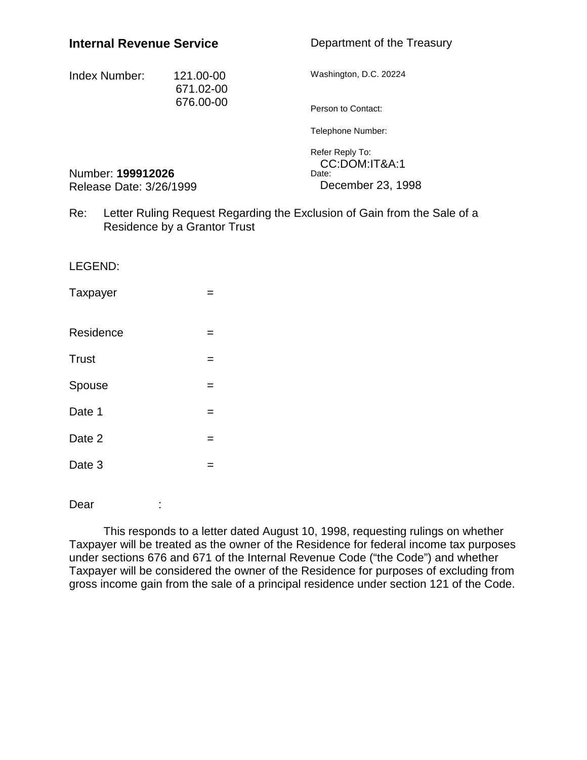**Internal Revenue Service**

Department of the Treasury

Washington, D.C. 20224

Index Number: 121.00-00
671.02-00
676.00-00

Person to Contact:

Telephone Number:

Refer Reply To:
CC:DOM:IT&A:1

Date:
December 23, 1998

Number: **199912026**
Release Date: 3/26/1999

Re: Letter Ruling Request Regarding the Exclusion of Gain from the Sale of a Residence by a Grantor Trust

LEGEND:

Taxpayer =

Residence =

Trust =

Spouse =

Date 1 =

Date 2 =

Date 3 =

Dear :

This responds to a letter dated August 10, 1998, requesting rulings on whether Taxpayer will be treated as the owner of the Residence for federal income tax purposes under sections 676 and 671 of the Internal Revenue Code ("the Code") and whether Taxpayer will be considered the owner of the Residence for purposes of excluding from gross income gain from the sale of a principal residence under section 121 of the Code.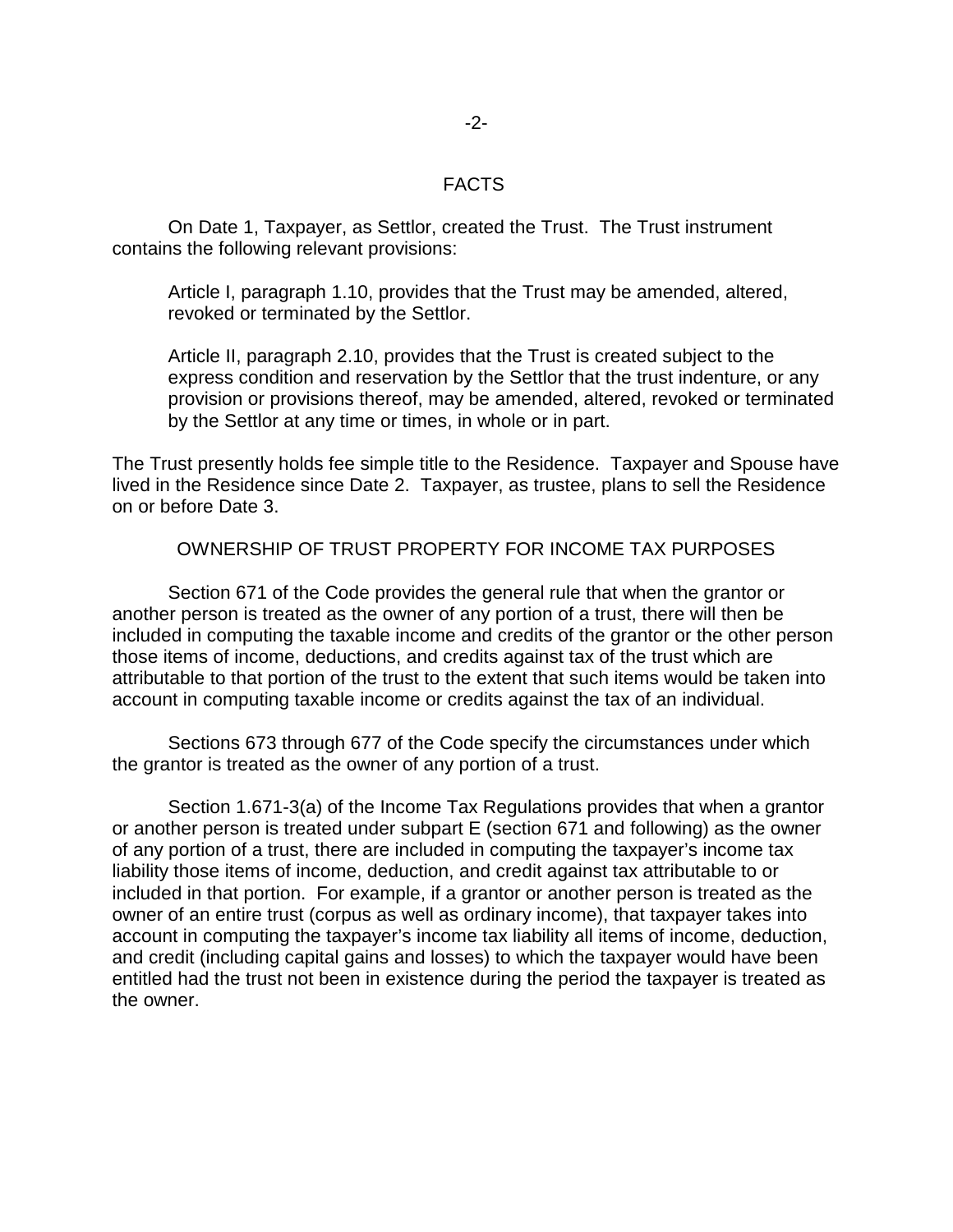## FACTS

On Date 1, Taxpayer, as Settlor, created the Trust. The Trust instrument contains the following relevant provisions:

> Article I, paragraph 1.10, provides that the Trust may be amended, altered, revoked or terminated by the Settlor.
>
> Article II, paragraph 2.10, provides that the Trust is created subject to the express condition and reservation by the Settlor that the trust indenture, or any provision or provisions thereof, may be amended, altered, revoked or terminated by the Settlor at any time or times, in whole or in part.

The Trust presently holds fee simple title to the Residence. Taxpayer and Spouse have lived in the Residence since Date 2. Taxpayer, as trustee, plans to sell the Residence on or before Date 3.

## OWNERSHIP OF TRUST PROPERTY FOR INCOME TAX PURPOSES

Section 671 of the Code provides the general rule that when the grantor or another person is treated as the owner of any portion of a trust, there will then be included in computing the taxable income and credits of the grantor or the other person those items of income, deductions, and credits against tax of the trust which are attributable to that portion of the trust to the extent that such items would be taken into account in computing taxable income or credits against the tax of an individual.

Sections 673 through 677 of the Code specify the circumstances under which the grantor is treated as the owner of any portion of a trust.

Section 1.671-3(a) of the Income Tax Regulations provides that when a grantor or another person is treated under subpart E (section 671 and following) as the owner of any portion of a trust, there are included in computing the taxpayer's income tax liability those items of income, deduction, and credit against tax attributable to or included in that portion. For example, if a grantor or another person is treated as the owner of an entire trust (corpus as well as ordinary income), that taxpayer takes into account in computing the taxpayer's income tax liability all items of income, deduction, and credit (including capital gains and losses) to which the taxpayer would have been entitled had the trust not been in existence during the period the taxpayer is treated as the owner.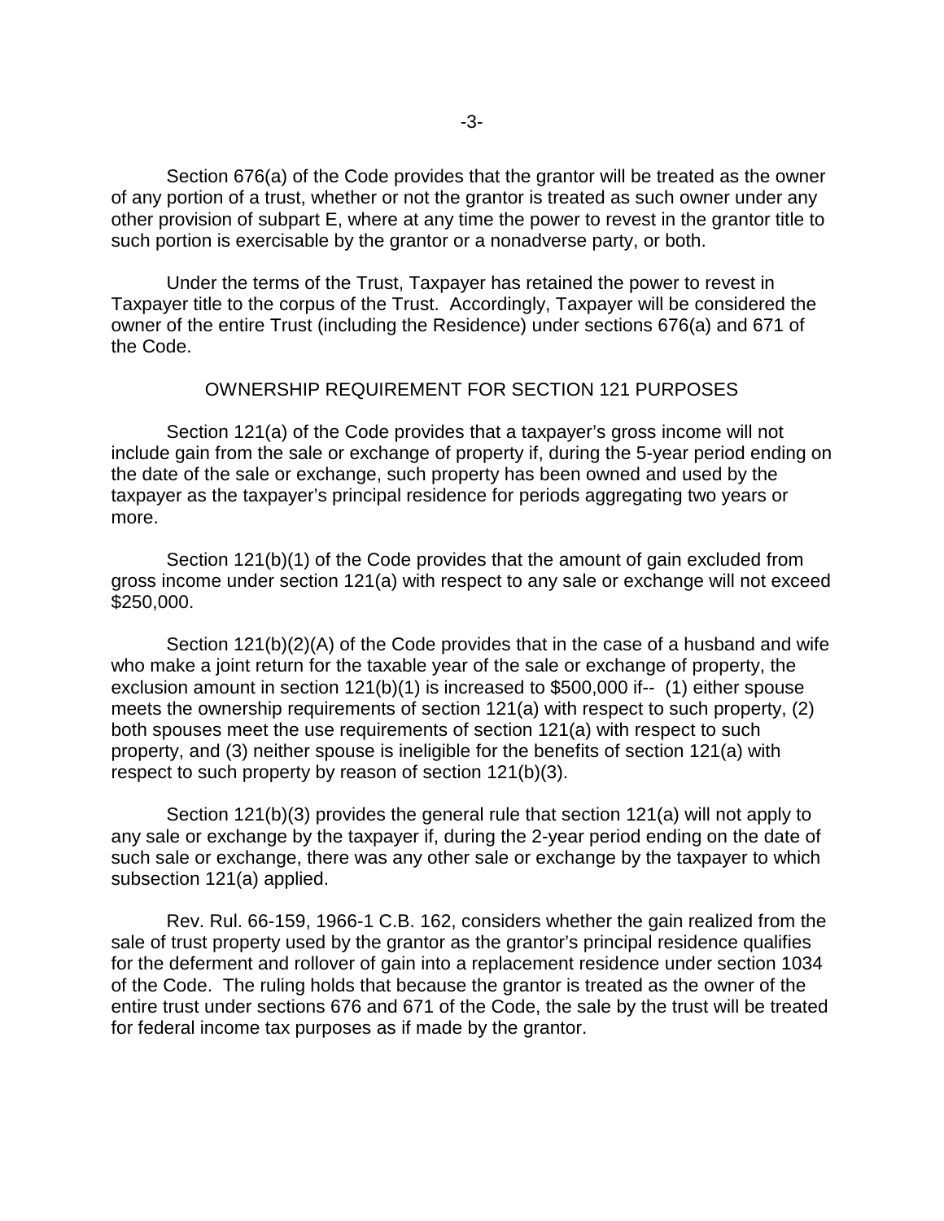Section 676(a) of the Code provides that the grantor will be treated as the owner of any portion of a trust, whether or not the grantor is treated as such owner under any other provision of subpart E, where at any time the power to revest in the grantor title to such portion is exercisable by the grantor or a nonadverse party, or both.

Under the terms of the Trust, Taxpayer has retained the power to revest in Taxpayer title to the corpus of the Trust. Accordingly, Taxpayer will be considered the owner of the entire Trust (including the Residence) under sections 676(a) and 671 of the Code.

## OWNERSHIP REQUIREMENT FOR SECTION 121 PURPOSES

Section 121(a) of the Code provides that a taxpayer's gross income will not include gain from the sale or exchange of property if, during the 5-year period ending on the date of the sale or exchange, such property has been owned and used by the taxpayer as the taxpayer's principal residence for periods aggregating two years or more.

Section 121(b)(1) of the Code provides that the amount of gain excluded from gross income under section 121(a) with respect to any sale or exchange will not exceed $250,000.

Section 121(b)(2)(A) of the Code provides that in the case of a husband and wife who make a joint return for the taxable year of the sale or exchange of property, the exclusion amount in section 121(b)(1) is increased to $500,000 if-- (1) either spouse meets the ownership requirements of section 121(a) with respect to such property, (2) both spouses meet the use requirements of section 121(a) with respect to such property, and (3) neither spouse is ineligible for the benefits of section 121(a) with respect to such property by reason of section 121(b)(3).

Section 121(b)(3) provides the general rule that section 121(a) will not apply to any sale or exchange by the taxpayer if, during the 2-year period ending on the date of such sale or exchange, there was any other sale or exchange by the taxpayer to which subsection 121(a) applied.

Rev. Rul. 66-159, 1966-1 C.B. 162, considers whether the gain realized from the sale of trust property used by the grantor as the grantor's principal residence qualifies for the deferment and rollover of gain into a replacement residence under section 1034 of the Code. The ruling holds that because the grantor is treated as the owner of the entire trust under sections 676 and 671 of the Code, the sale by the trust will be treated for federal income tax purposes as if made by the grantor.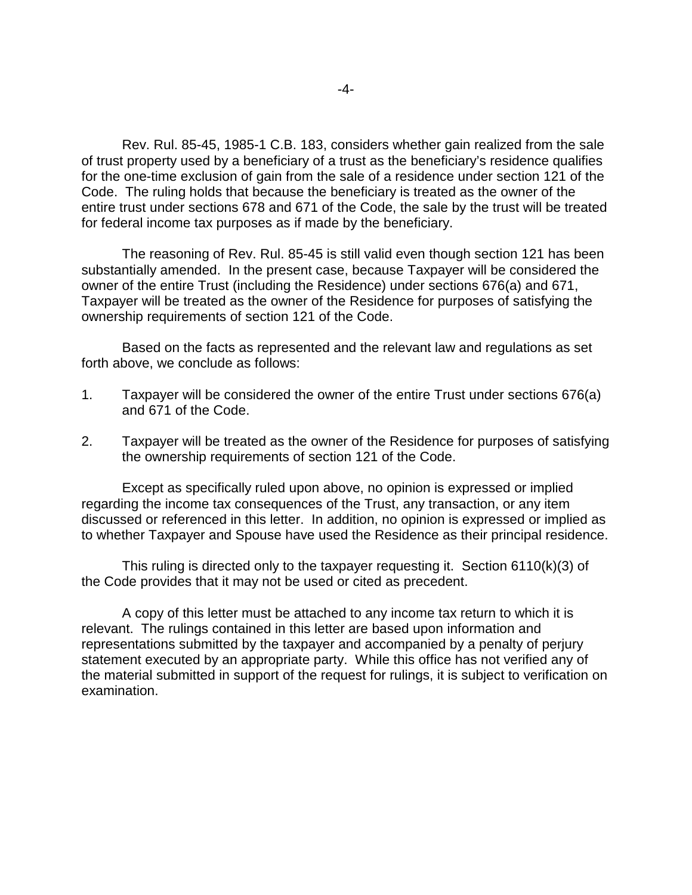Rev. Rul. 85-45, 1985-1 C.B. 183, considers whether gain realized from the sale of trust property used by a beneficiary of a trust as the beneficiary's residence qualifies for the one-time exclusion of gain from the sale of a residence under section 121 of the Code. The ruling holds that because the beneficiary is treated as the owner of the entire trust under sections 678 and 671 of the Code, the sale by the trust will be treated for federal income tax purposes as if made by the beneficiary.

The reasoning of Rev. Rul. 85-45 is still valid even though section 121 has been substantially amended. In the present case, because Taxpayer will be considered the owner of the entire Trust (including the Residence) under sections 676(a) and 671, Taxpayer will be treated as the owner of the Residence for purposes of satisfying the ownership requirements of section 121 of the Code.

Based on the facts as represented and the relevant law and regulations as set forth above, we conclude as follows:

1. Taxpayer will be considered the owner of the entire Trust under sections 676(a) and 671 of the Code.

2. Taxpayer will be treated as the owner of the Residence for purposes of satisfying the ownership requirements of section 121 of the Code.

Except as specifically ruled upon above, no opinion is expressed or implied regarding the income tax consequences of the Trust, any transaction, or any item discussed or referenced in this letter. In addition, no opinion is expressed or implied as to whether Taxpayer and Spouse have used the Residence as their principal residence.

This ruling is directed only to the taxpayer requesting it. Section 6110(k)(3) of the Code provides that it may not be used or cited as precedent.

A copy of this letter must be attached to any income tax return to which it is relevant. The rulings contained in this letter are based upon information and representations submitted by the taxpayer and accompanied by a penalty of perjury statement executed by an appropriate party. While this office has not verified any of the material submitted in support of the request for rulings, it is subject to verification on examination.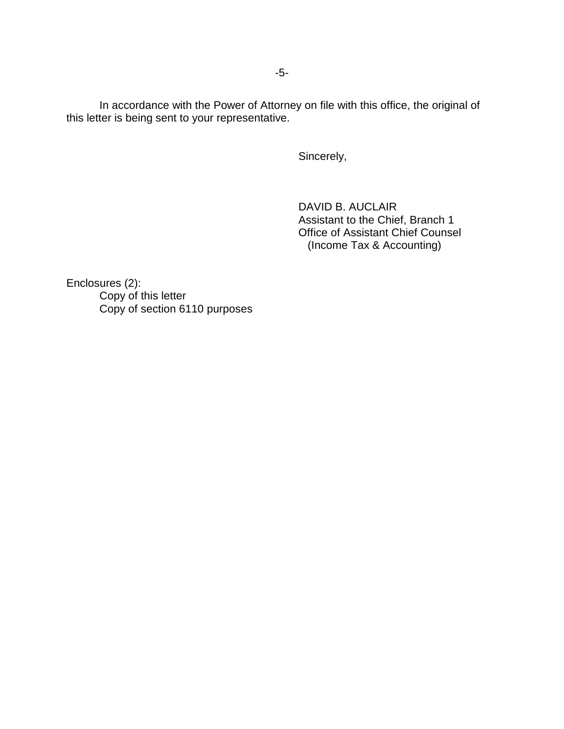In accordance with the Power of Attorney on file with this office, the original of this letter is being sent to your representative.

Sincerely,

DAVID B. AUCLAIR
Assistant to the Chief, Branch 1
Office of Assistant Chief Counsel
(Income Tax & Accounting)

Enclosures (2):
Copy of this letter
Copy of section 6110 purposes